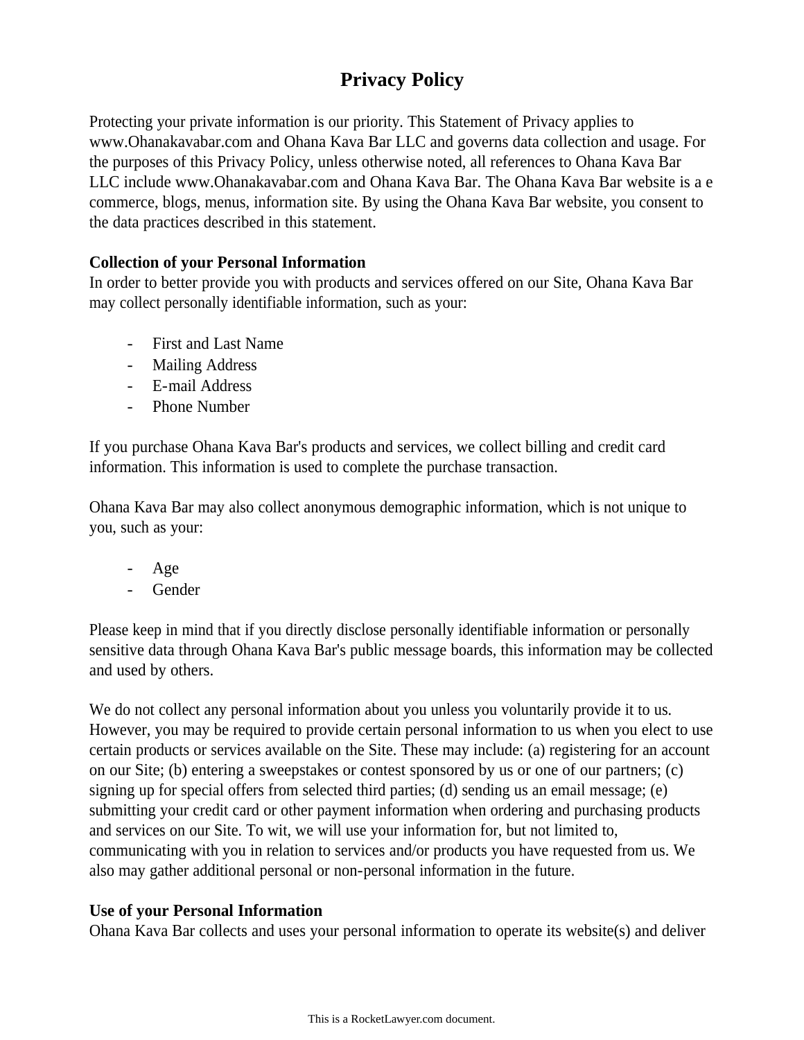# Privacy Policy

Protecting your private information is our priority. This Statement of Privacy applies to www.Ohanakavabar.com and Ohana Kava Bar LLC and governs data collection and usage. For the purposes of this Privacy Policy, unless otherwise noted, all references to Ohana Kava Bar LLC include www.Ohanakavabar.com and Ohana Kava Bar. The Ohana Kava Bar website is a e commerce, blogs, menus, information site. By using the Ohana Kava Bar website, you consent to the data practices described in this statement.

**Collection of your Personal Information**

In order to better provide you with products and services offered on our Site, Ohana Kava Bar may collect personally identifiable information, such as your:

- First and Last Name
- Mailing Address
- E-mail Address
- Phone Number

If you purchase Ohana Kava Bar's products and services, we collect billing and credit card information. This information is used to complete the purchase transaction.

Ohana Kava Bar may also collect anonymous demographic information, which is not unique to you, such as your:

- Age
- Gender

Please keep in mind that if you directly disclose personally identifiable information or personally sensitive data through Ohana Kava Bar's public message boards, this information may be collected and used by others.

We do not collect any personal information about you unless you voluntarily provide it to us. However, you may be required to provide certain personal information to us when you elect to use certain products or services available on the Site. These may include: (a) registering for an account on our Site; (b) entering a sweepstakes or contest sponsored by us or one of our partners; (c) signing up for special offers from selected third parties; (d) sending us an email message; (e) submitting your credit card or other payment information when ordering and purchasing products and services on our Site. To wit, we will use your information for, but not limited to, communicating with you in relation to services and/or products you have requested from us. We also may gather additional personal or non-personal information in the future.

**Use of your Personal Information**

Ohana Kava Bar collects and uses your personal information to operate its website(s) and deliver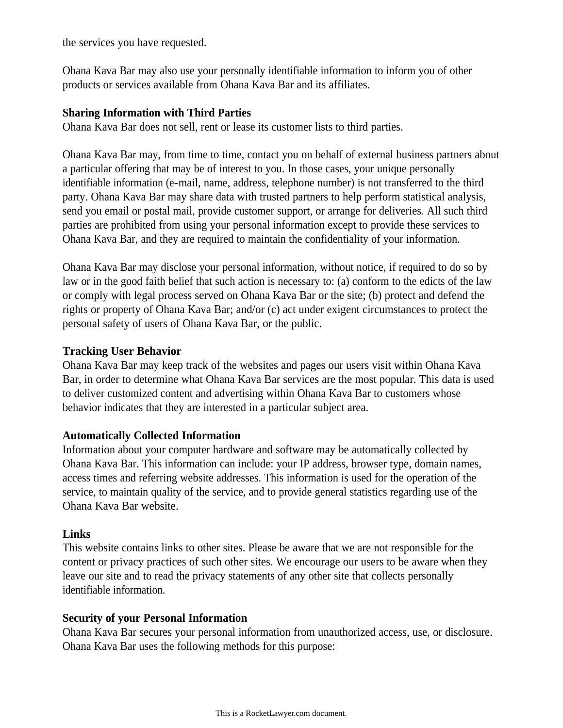the services you have requested.

Ohana Kava Bar may also use your personally identifiable information to inform you of other products or services available from Ohana Kava Bar and its affiliates.

**Sharing Information with Third Parties**

Ohana Kava Bar does not sell, rent or lease its customer lists to third parties.

Ohana Kava Bar may, from time to time, contact you on behalf of external business partners about a particular offering that may be of interest to you. In those cases, your unique personally identifiable information (e-mail, name, address, telephone number) is not transferred to the third party. Ohana Kava Bar may share data with trusted partners to help perform statistical analysis, send you email or postal mail, provide customer support, or arrange for deliveries. All such third parties are prohibited from using your personal information except to provide these services to Ohana Kava Bar, and they are required to maintain the confidentiality of your information.

Ohana Kava Bar may disclose your personal information, without notice, if required to do so by law or in the good faith belief that such action is necessary to: (a) conform to the edicts of the law or comply with legal process served on Ohana Kava Bar or the site; (b) protect and defend the rights or property of Ohana Kava Bar; and/or (c) act under exigent circumstances to protect the personal safety of users of Ohana Kava Bar, or the public.

**Tracking User Behavior**

Ohana Kava Bar may keep track of the websites and pages our users visit within Ohana Kava Bar, in order to determine what Ohana Kava Bar services are the most popular. This data is used to deliver customized content and advertising within Ohana Kava Bar to customers whose behavior indicates that they are interested in a particular subject area.

**Automatically Collected Information**

Information about your computer hardware and software may be automatically collected by Ohana Kava Bar. This information can include: your IP address, browser type, domain names, access times and referring website addresses. This information is used for the operation of the service, to maintain quality of the service, and to provide general statistics regarding use of the Ohana Kava Bar website.

**Links**

This website contains links to other sites. Please be aware that we are not responsible for the content or privacy practices of such other sites. We encourage our users to be aware when they leave our site and to read the privacy statements of any other site that collects personally identifiable information.

**Security of your Personal Information**

Ohana Kava Bar secures your personal information from unauthorized access, use, or disclosure. Ohana Kava Bar uses the following methods for this purpose: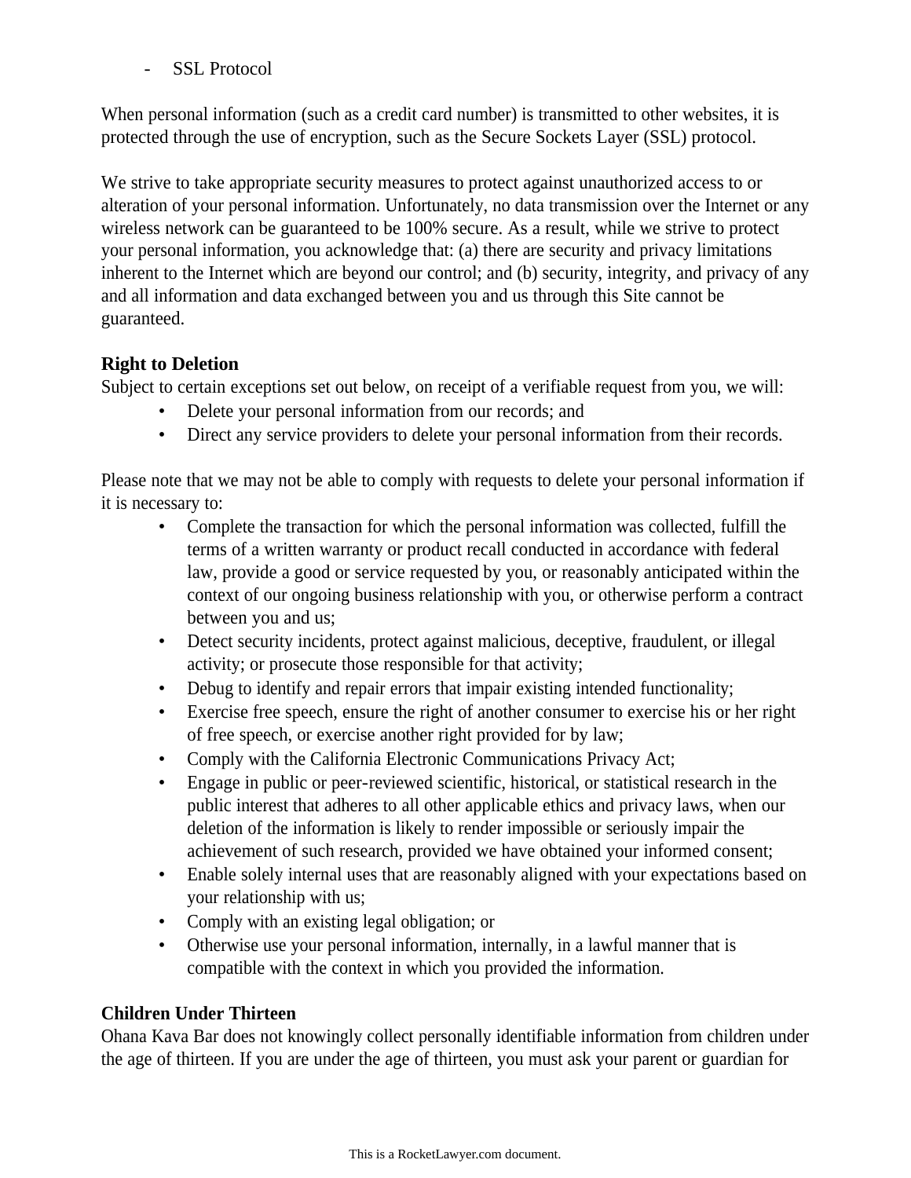- SSL Protocol

When personal information (such as a credit card number) is transmitted to other websites, it is protected through the use of encryption, such as the Secure Sockets Layer (SSL) protocol.

We strive to take appropriate security measures to protect against unauthorized access to or alteration of your personal information. Unfortunately, no data transmission over the Internet or any wireless network can be guaranteed to be 100% secure. As a result, while we strive to protect your personal information, you acknowledge that: (a) there are security and privacy limitations inherent to the Internet which are beyond our control; and (b) security, integrity, and privacy of any and all information and data exchanged between you and us through this Site cannot be guaranteed.

**Right to Deletion**

Subject to certain exceptions set out below, on receipt of a verifiable request from you, we will:

- Delete your personal information from our records; and
- Direct any service providers to delete your personal information from their records.

Please note that we may not be able to comply with requests to delete your personal information if it is necessary to:

- Complete the transaction for which the personal information was collected, fulfill the terms of a written warranty or product recall conducted in accordance with federal law, provide a good or service requested by you, or reasonably anticipated within the context of our ongoing business relationship with you, or otherwise perform a contract between you and us;
- Detect security incidents, protect against malicious, deceptive, fraudulent, or illegal activity; or prosecute those responsible for that activity;
- Debug to identify and repair errors that impair existing intended functionality;
- Exercise free speech, ensure the right of another consumer to exercise his or her right of free speech, or exercise another right provided for by law;
- Comply with the California Electronic Communications Privacy Act;
- Engage in public or peer-reviewed scientific, historical, or statistical research in the public interest that adheres to all other applicable ethics and privacy laws, when our deletion of the information is likely to render impossible or seriously impair the achievement of such research, provided we have obtained your informed consent;
- Enable solely internal uses that are reasonably aligned with your expectations based on your relationship with us;
- Comply with an existing legal obligation; or
- Otherwise use your personal information, internally, in a lawful manner that is compatible with the context in which you provided the information.

**Children Under Thirteen**

Ohana Kava Bar does not knowingly collect personally identifiable information from children under the age of thirteen. If you are under the age of thirteen, you must ask your parent or guardian for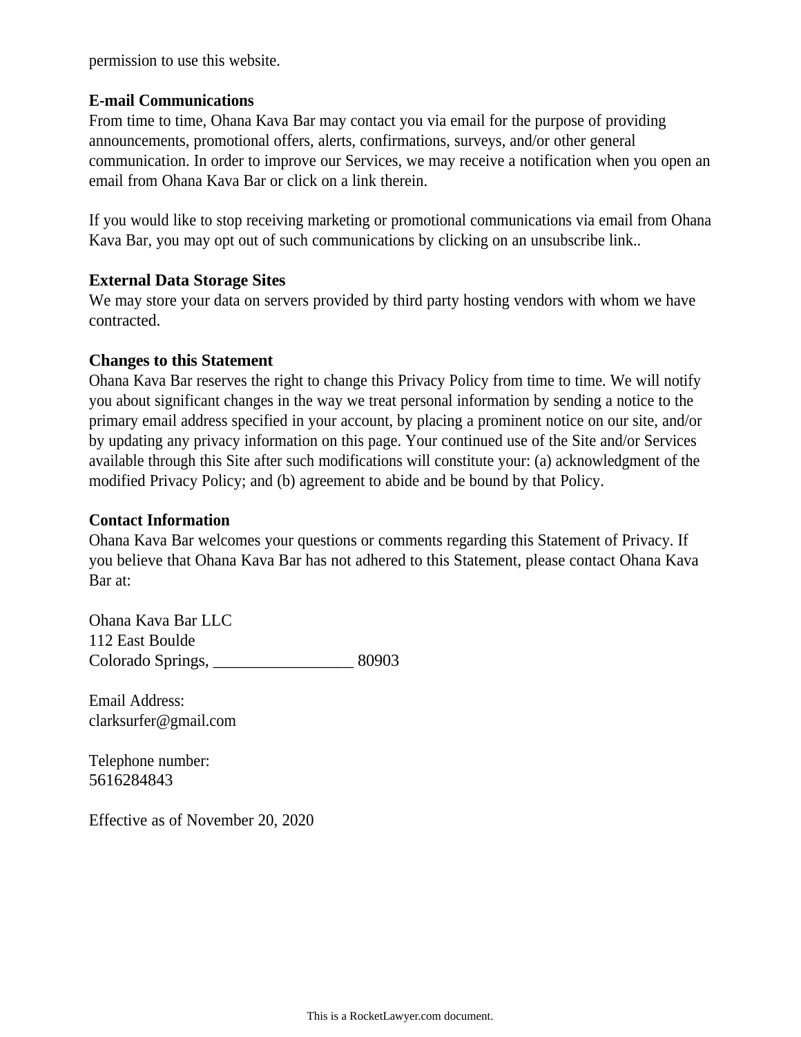permission to use this website.

**E-mail Communications**

From time to time, Ohana Kava Bar may contact you via email for the purpose of providing announcements, promotional offers, alerts, confirmations, surveys, and/or other general communication. In order to improve our Services, we may receive a notification when you open an email from Ohana Kava Bar or click on a link therein.

If you would like to stop receiving marketing or promotional communications via email from Ohana Kava Bar, you may opt out of such communications by clicking on an unsubscribe link..

**External Data Storage Sites**

We may store your data on servers provided by third party hosting vendors with whom we have contracted.

**Changes to this Statement**

Ohana Kava Bar reserves the right to change this Privacy Policy from time to time. We will notify you about significant changes in the way we treat personal information by sending a notice to the primary email address specified in your account, by placing a prominent notice on our site, and/or by updating any privacy information on this page. Your continued use of the Site and/or Services available through this Site after such modifications will constitute your: (a) acknowledgment of the modified Privacy Policy; and (b) agreement to abide and be bound by that Policy.

**Contact Information**

Ohana Kava Bar welcomes your questions or comments regarding this Statement of Privacy. If you believe that Ohana Kava Bar has not adhered to this Statement, please contact Ohana Kava Bar at:

Ohana Kava Bar LLC
112 East Boulde
Colorado Springs, _________________ 80903

Email Address:
clarksurfer@gmail.com

Telephone number:
5616284843

Effective as of November 20, 2020